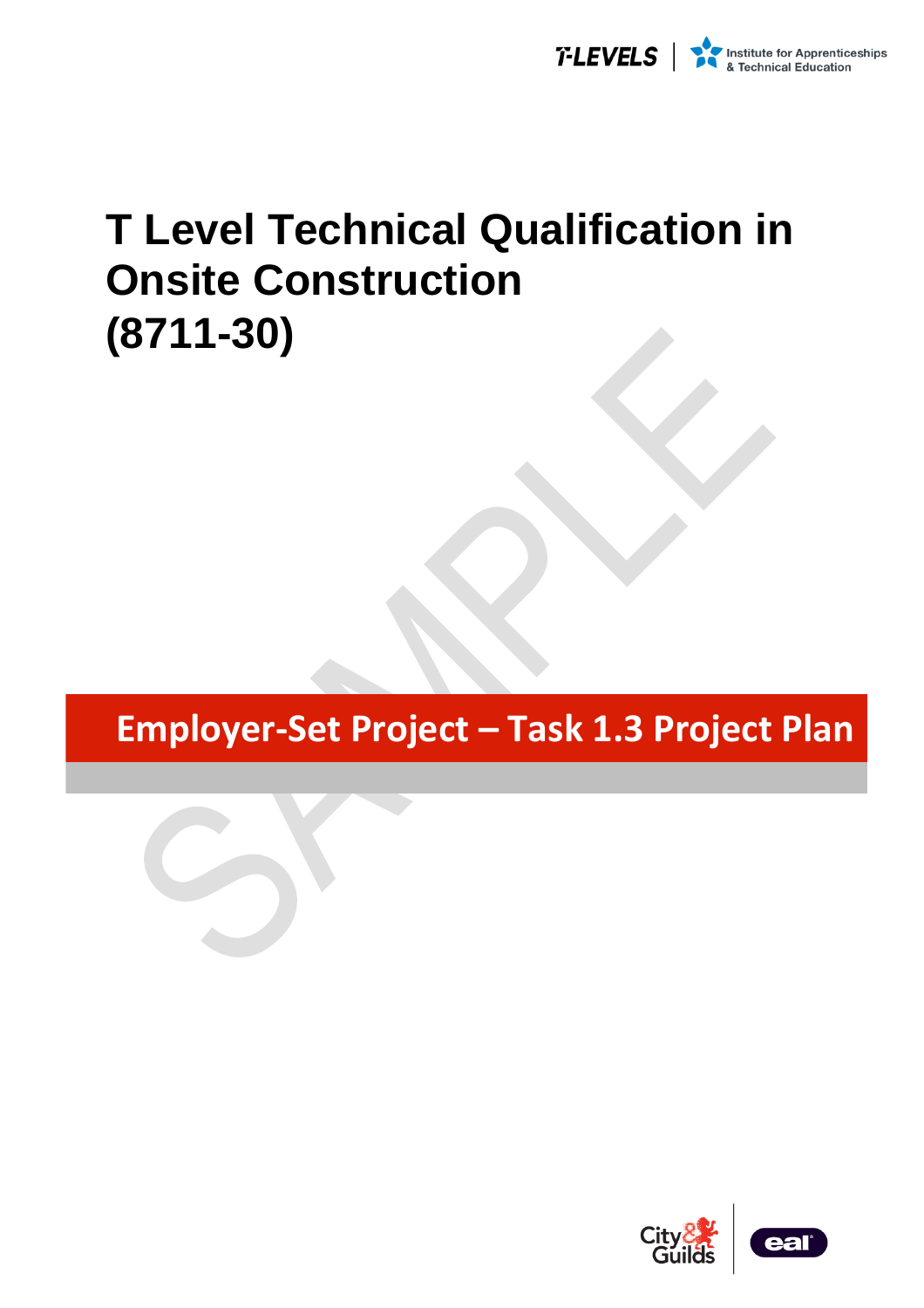# T Level Technical Qualification in Onsite Construction (8711-30)

## Employer-Set Project – Task 1.3 Project Plan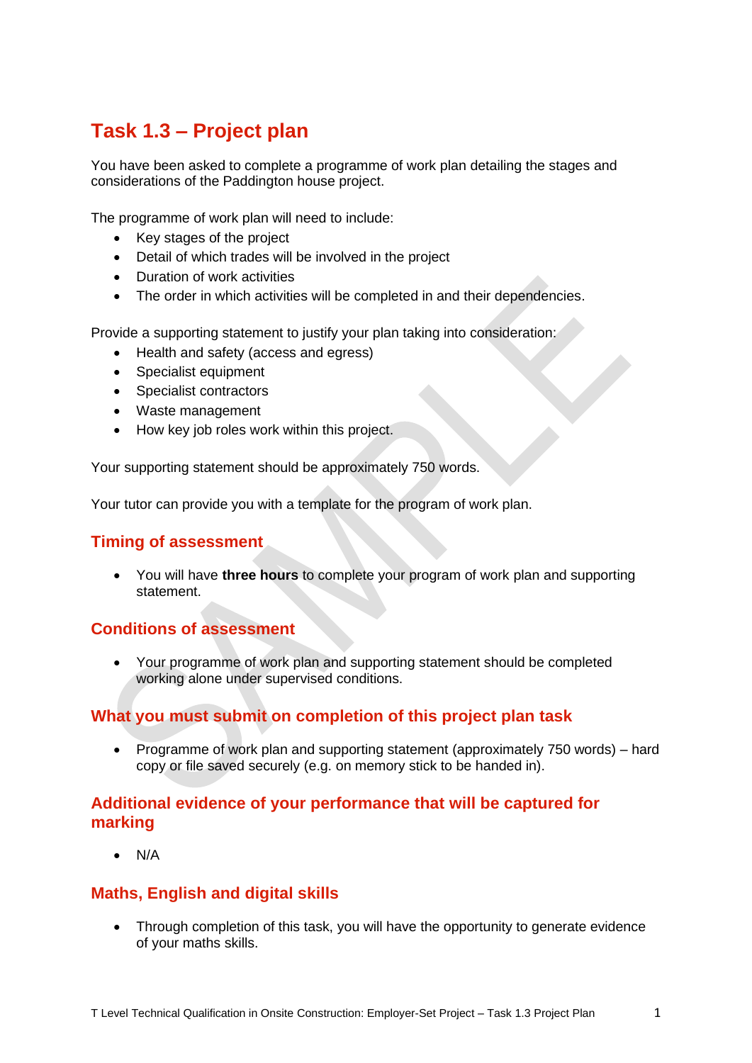# Task 1.3 – Project plan

You have been asked to complete a programme of work plan detailing the stages and considerations of the Paddington house project.

The programme of work plan will need to include:

- Key stages of the project
- Detail of which trades will be involved in the project
- Duration of work activities
- The order in which activities will be completed in and their dependencies.

Provide a supporting statement to justify your plan taking into consideration:

- Health and safety (access and egress)
- Specialist equipment
- Specialist contractors
- Waste management
- How key job roles work within this project.

Your supporting statement should be approximately 750 words.

Your tutor can provide you with a template for the program of work plan.

## Timing of assessment

- You will have **three hours** to complete your program of work plan and supporting statement.

## Conditions of assessment

- Your programme of work plan and supporting statement should be completed working alone under supervised conditions.

## What you must submit on completion of this project plan task

- Programme of work plan and supporting statement (approximately 750 words) – hard copy or file saved securely (e.g. on memory stick to be handed in).

## Additional evidence of your performance that will be captured for marking

- N/A

## Maths, English and digital skills

- Through completion of this task, you will have the opportunity to generate evidence of your maths skills.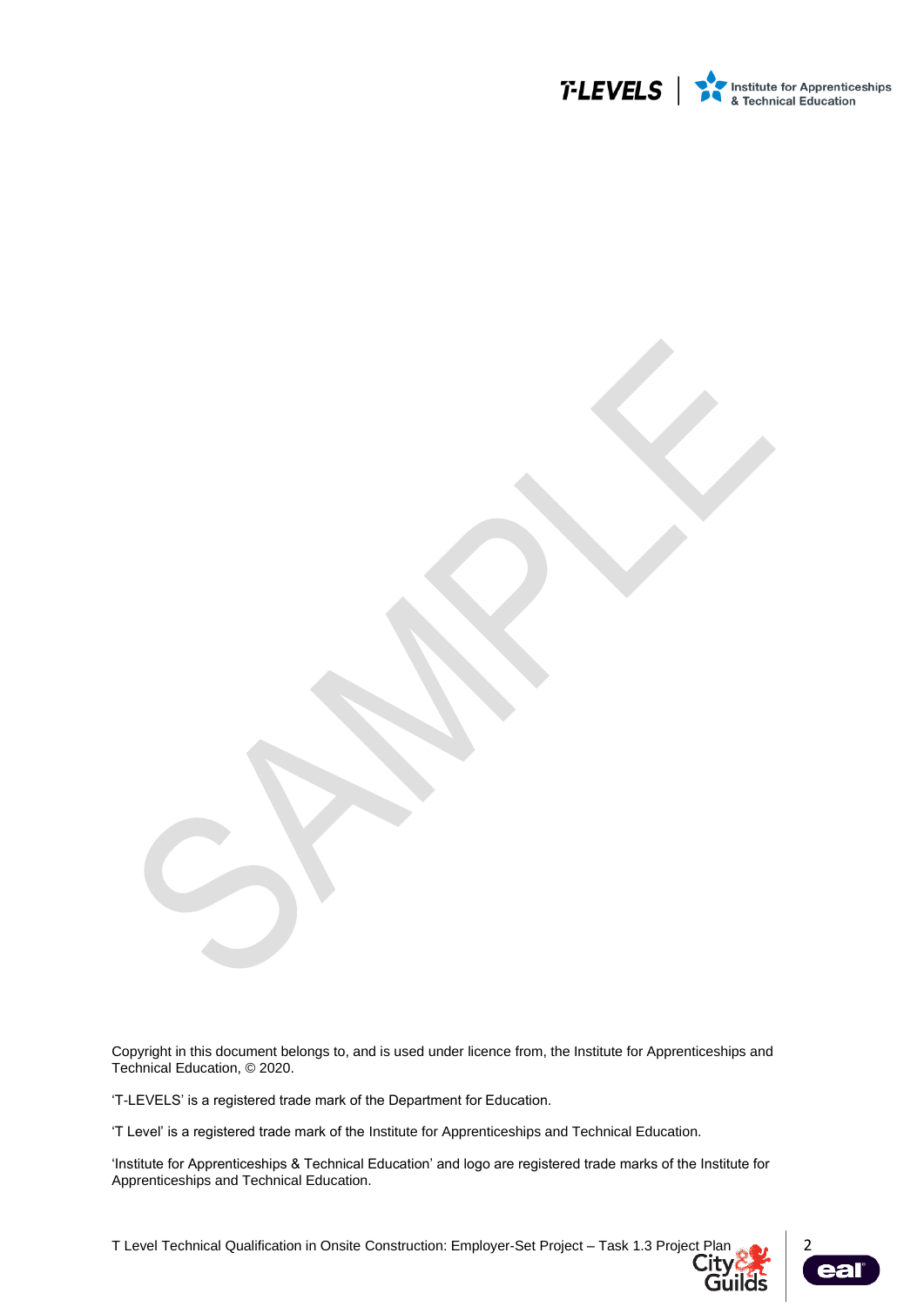Copyright in this document belongs to, and is used under licence from, the Institute for Apprenticeships and Technical Education, © 2020.

'T-LEVELS' is a registered trade mark of the Department for Education.

'T Level' is a registered trade mark of the Institute for Apprenticeships and Technical Education.

'Institute for Apprenticeships & Technical Education' and logo are registered trade marks of the Institute for Apprenticeships and Technical Education.